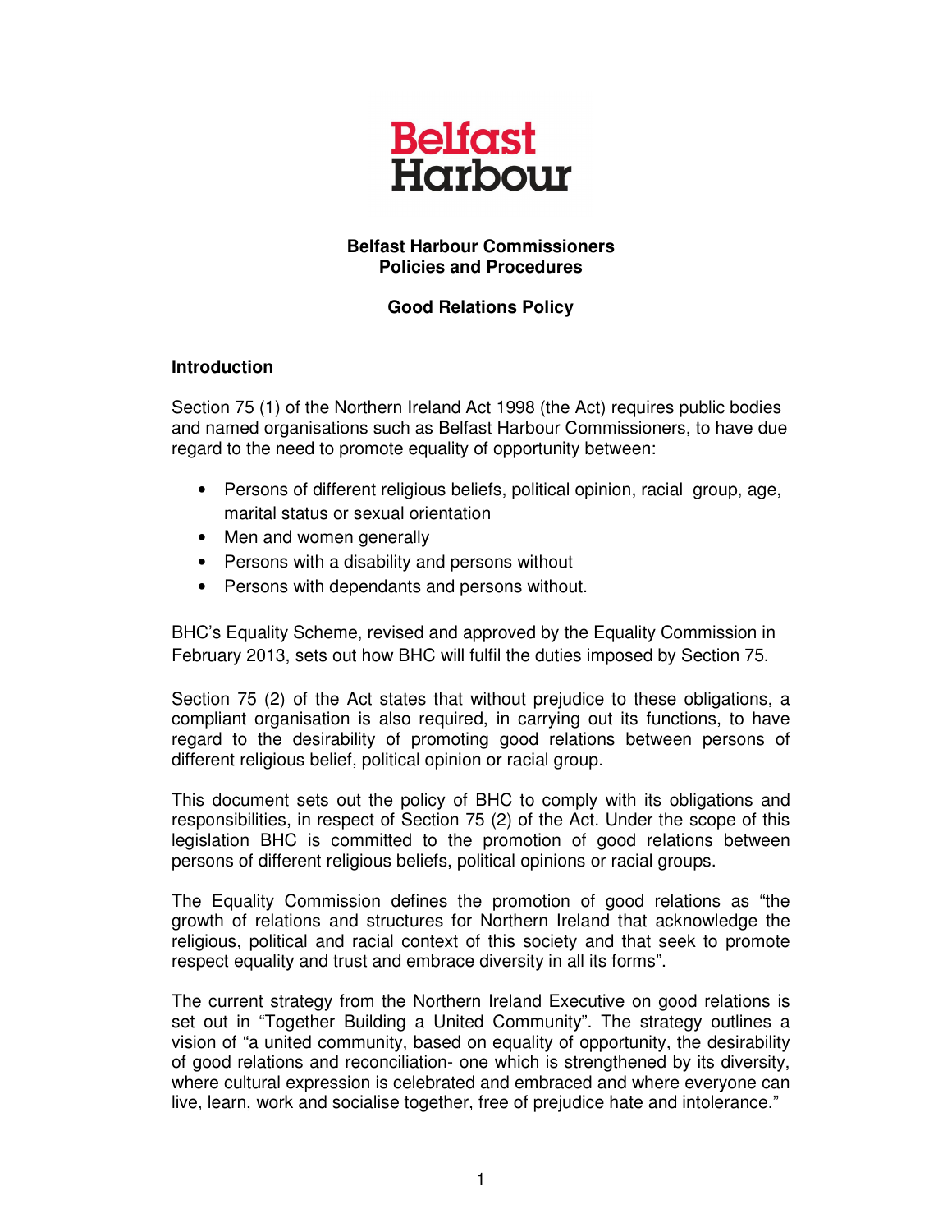Belfast Harbour

**Belfast Harbour Commissioners**
**Policies and Procedures**

**Good Relations Policy**

## Introduction

Section 75 (1) of the Northern Ireland Act 1998 (the Act) requires public bodies and named organisations such as Belfast Harbour Commissioners, to have due regard to the need to promote equality of opportunity between:

- Persons of different religious beliefs, political opinion, racial group, age, marital status or sexual orientation
- Men and women generally
- Persons with a disability and persons without
- Persons with dependants and persons without.

BHC's Equality Scheme, revised and approved by the Equality Commission in February 2013, sets out how BHC will fulfil the duties imposed by Section 75.

Section 75 (2) of the Act states that without prejudice to these obligations, a compliant organisation is also required, in carrying out its functions, to have regard to the desirability of promoting good relations between persons of different religious belief, political opinion or racial group.

This document sets out the policy of BHC to comply with its obligations and responsibilities, in respect of Section 75 (2) of the Act. Under the scope of this legislation BHC is committed to the promotion of good relations between persons of different religious beliefs, political opinions or racial groups.

The Equality Commission defines the promotion of good relations as "the growth of relations and structures for Northern Ireland that acknowledge the religious, political and racial context of this society and that seek to promote respect equality and trust and embrace diversity in all its forms".

The current strategy from the Northern Ireland Executive on good relations is set out in "Together Building a United Community". The strategy outlines a vision of "a united community, based on equality of opportunity, the desirability of good relations and reconciliation- one which is strengthened by its diversity, where cultural expression is celebrated and embraced and where everyone can live, learn, work and socialise together, free of prejudice hate and intolerance."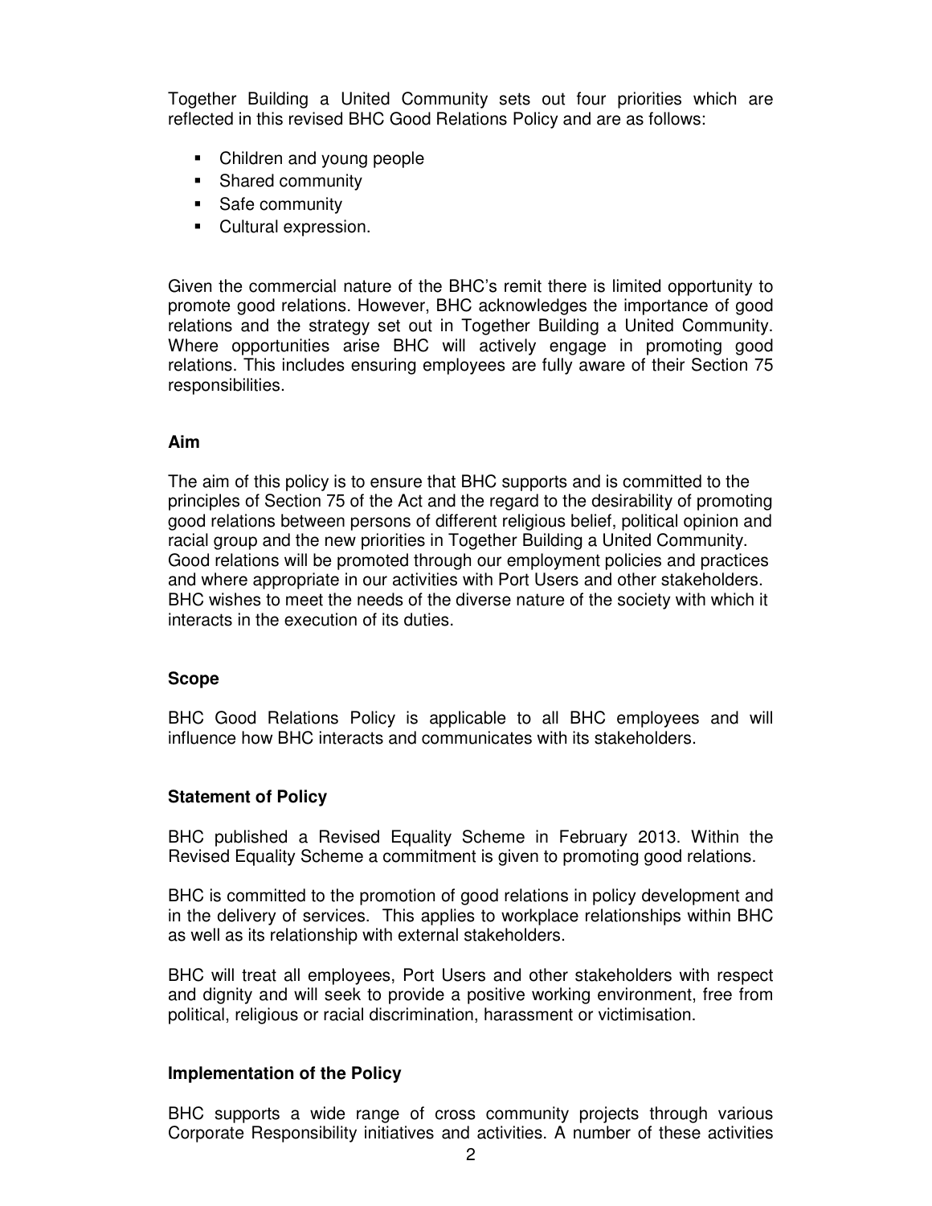Together Building a United Community sets out four priorities which are reflected in this revised BHC Good Relations Policy and are as follows:

- Children and young people
- Shared community
- Safe community
- Cultural expression.

Given the commercial nature of the BHC's remit there is limited opportunity to promote good relations. However, BHC acknowledges the importance of good relations and the strategy set out in Together Building a United Community. Where opportunities arise BHC will actively engage in promoting good relations. This includes ensuring employees are fully aware of their Section 75 responsibilities.

**Aim**

The aim of this policy is to ensure that BHC supports and is committed to the principles of Section 75 of the Act and the regard to the desirability of promoting good relations between persons of different religious belief, political opinion and racial group and the new priorities in Together Building a United Community. Good relations will be promoted through our employment policies and practices and where appropriate in our activities with Port Users and other stakeholders. BHC wishes to meet the needs of the diverse nature of the society with which it interacts in the execution of its duties.

**Scope**

BHC Good Relations Policy is applicable to all BHC employees and will influence how BHC interacts and communicates with its stakeholders.

**Statement of Policy**

BHC published a Revised Equality Scheme in February 2013. Within the Revised Equality Scheme a commitment is given to promoting good relations.

BHC is committed to the promotion of good relations in policy development and in the delivery of services. This applies to workplace relationships within BHC as well as its relationship with external stakeholders.

BHC will treat all employees, Port Users and other stakeholders with respect and dignity and will seek to provide a positive working environment, free from political, religious or racial discrimination, harassment or victimisation.

**Implementation of the Policy**

BHC supports a wide range of cross community projects through various Corporate Responsibility initiatives and activities. A number of these activities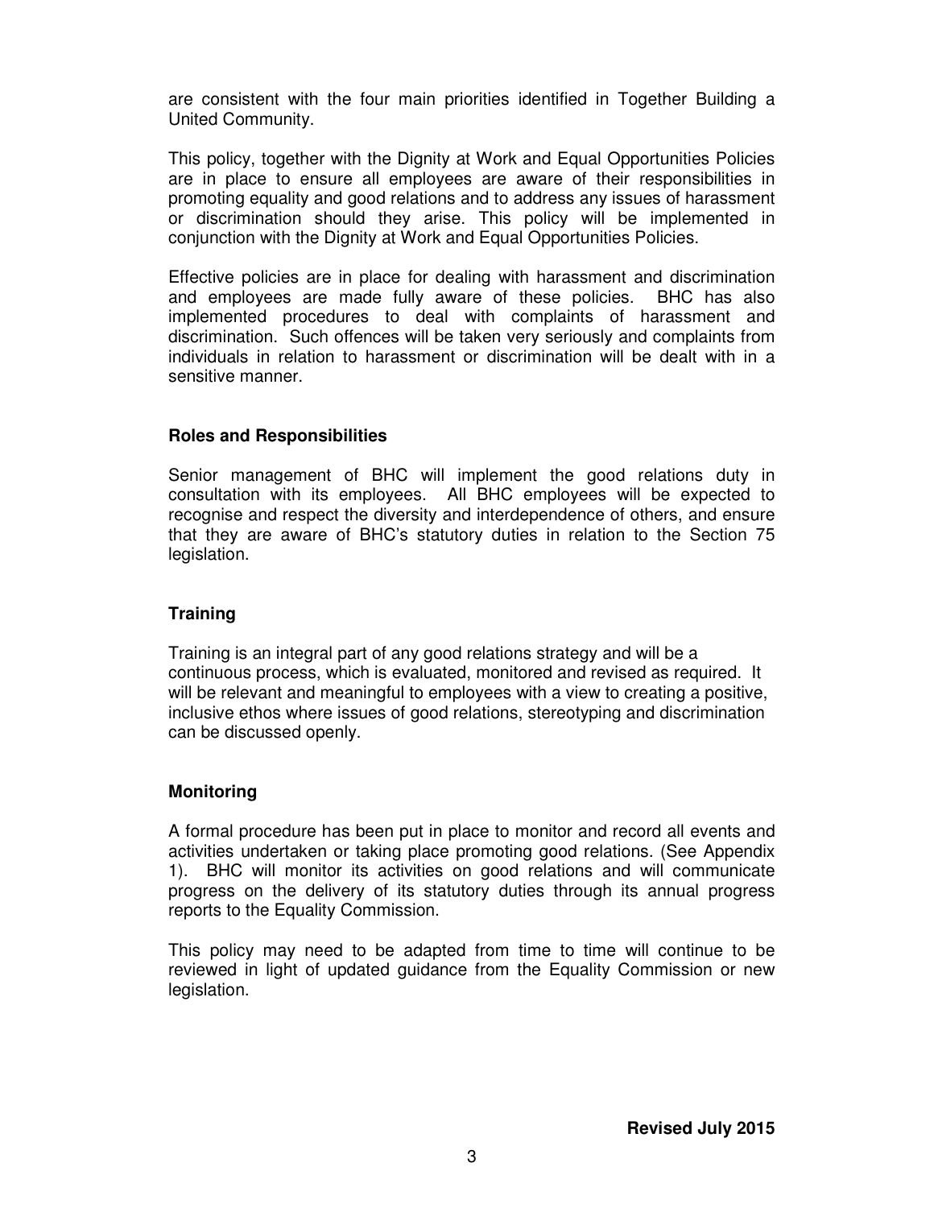are consistent with the four main priorities identified in Together Building a United Community.

This policy, together with the Dignity at Work and Equal Opportunities Policies are in place to ensure all employees are aware of their responsibilities in promoting equality and good relations and to address any issues of harassment or discrimination should they arise. This policy will be implemented in conjunction with the Dignity at Work and Equal Opportunities Policies.

Effective policies are in place for dealing with harassment and discrimination and employees are made fully aware of these policies. BHC has also implemented procedures to deal with complaints of harassment and discrimination. Such offences will be taken very seriously and complaints from individuals in relation to harassment or discrimination will be dealt with in a sensitive manner.

**Roles and Responsibilities**

Senior management of BHC will implement the good relations duty in consultation with its employees. All BHC employees will be expected to recognise and respect the diversity and interdependence of others, and ensure that they are aware of BHC's statutory duties in relation to the Section 75 legislation.

**Training**

Training is an integral part of any good relations strategy and will be a continuous process, which is evaluated, monitored and revised as required. It will be relevant and meaningful to employees with a view to creating a positive, inclusive ethos where issues of good relations, stereotyping and discrimination can be discussed openly.

**Monitoring**

A formal procedure has been put in place to monitor and record all events and activities undertaken or taking place promoting good relations. (See Appendix 1). BHC will monitor its activities on good relations and will communicate progress on the delivery of its statutory duties through its annual progress reports to the Equality Commission.

This policy may need to be adapted from time to time will continue to be reviewed in light of updated guidance from the Equality Commission or new legislation.

**Revised July 2015**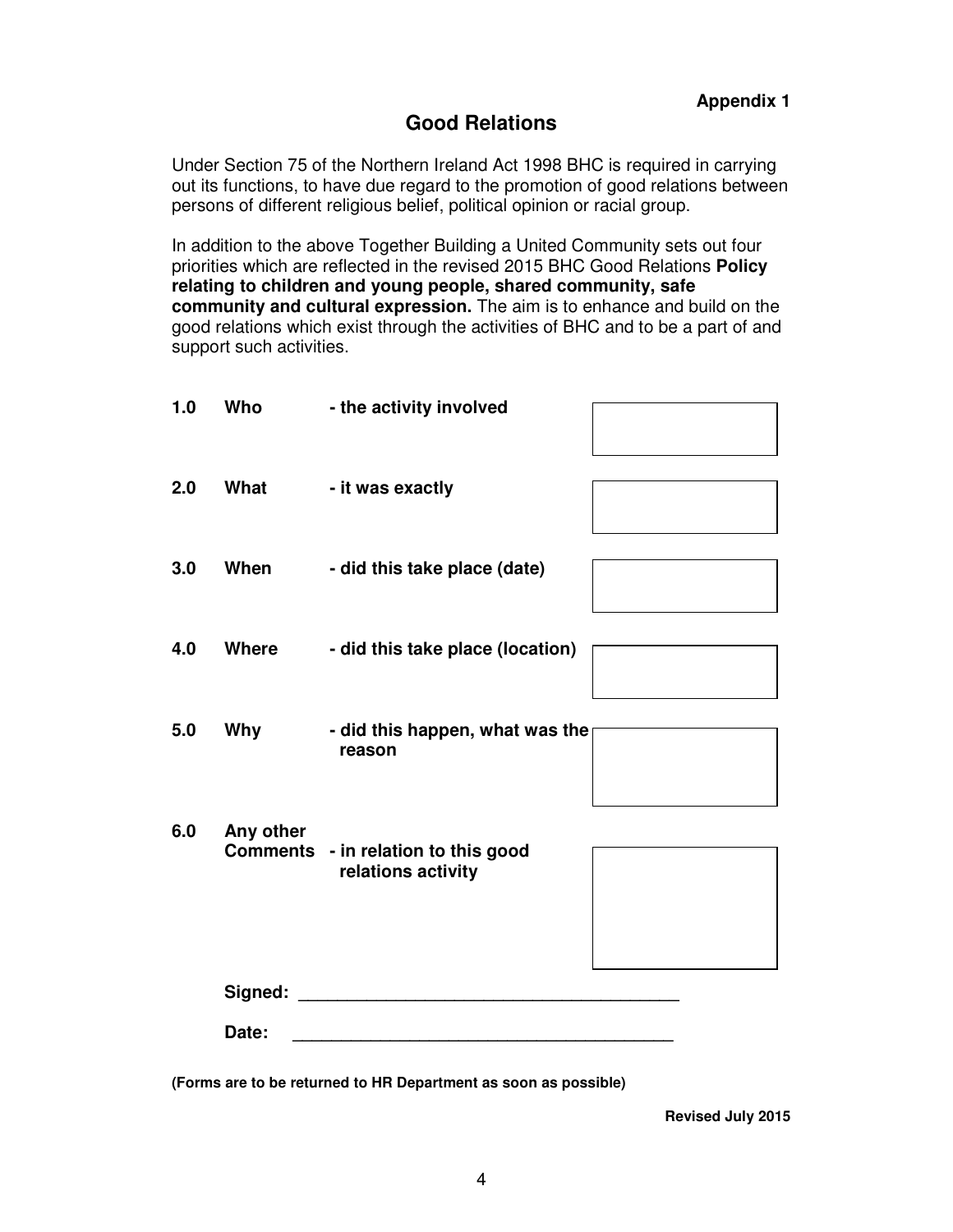**Appendix 1**

## Good Relations

Under Section 75 of the Northern Ireland Act 1998 BHC is required in carrying out its functions, to have due regard to the promotion of good relations between persons of different religious belief, political opinion or racial group.

In addition to the above Together Building a United Community sets out four priorities which are reflected in the revised 2015 BHC Good Relations **Policy relating to children and young people, shared community, safe community and cultural expression.** The aim is to enhance and build on the good relations which exist through the activities of BHC and to be a part of and support such activities.

| | | | |
|---|---|---|---|
| **1.0** | **Who** | **- the activity involved** | |
| **2.0** | **What** | **- it was exactly** | |
| **3.0** | **When** | **- did this take place (date)** | |
| **4.0** | **Where** | **- did this take place (location)** | |
| **5.0** | **Why** | **- did this happen, what was the reason** | |
| **6.0** | **Any other Comments** | **- in relation to this good relations activity** | |

**Signed:** ________________________________________

**Date:** ________________________________________

**(Forms are to be returned to HR Department as soon as possible)**

**Revised July 2015**